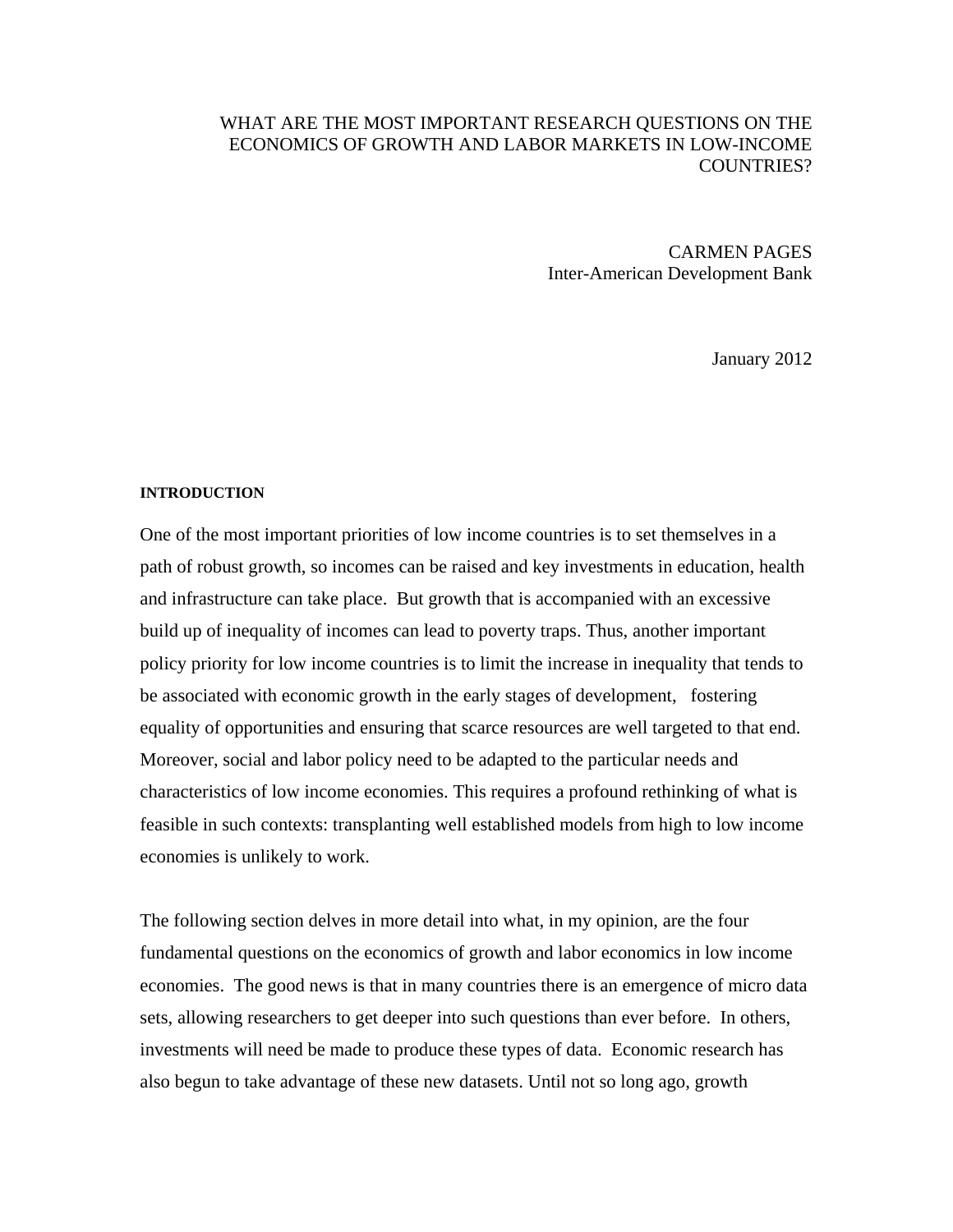# WHAT ARE THE MOST IMPORTANT RESEARCH QUESTIONS ON THE ECONOMICS OF GROWTH AND LABOR MARKETS IN LOW-INCOME COUNTRIES?

CARMEN PAGES
Inter-American Development Bank

January 2012

## INTRODUCTION

One of the most important priorities of low income countries is to set themselves in a path of robust growth, so incomes can be raised and key investments in education, health and infrastructure can take place. But growth that is accompanied with an excessive build up of inequality of incomes can lead to poverty traps. Thus, another important policy priority for low income countries is to limit the increase in inequality that tends to be associated with economic growth in the early stages of development, fostering equality of opportunities and ensuring that scarce resources are well targeted to that end. Moreover, social and labor policy need to be adapted to the particular needs and characteristics of low income economies. This requires a profound rethinking of what is feasible in such contexts: transplanting well established models from high to low income economies is unlikely to work.

The following section delves in more detail into what, in my opinion, are the four fundamental questions on the economics of growth and labor economics in low income economies. The good news is that in many countries there is an emergence of micro data sets, allowing researchers to get deeper into such questions than ever before. In others, investments will need be made to produce these types of data. Economic research has also begun to take advantage of these new datasets. Until not so long ago, growth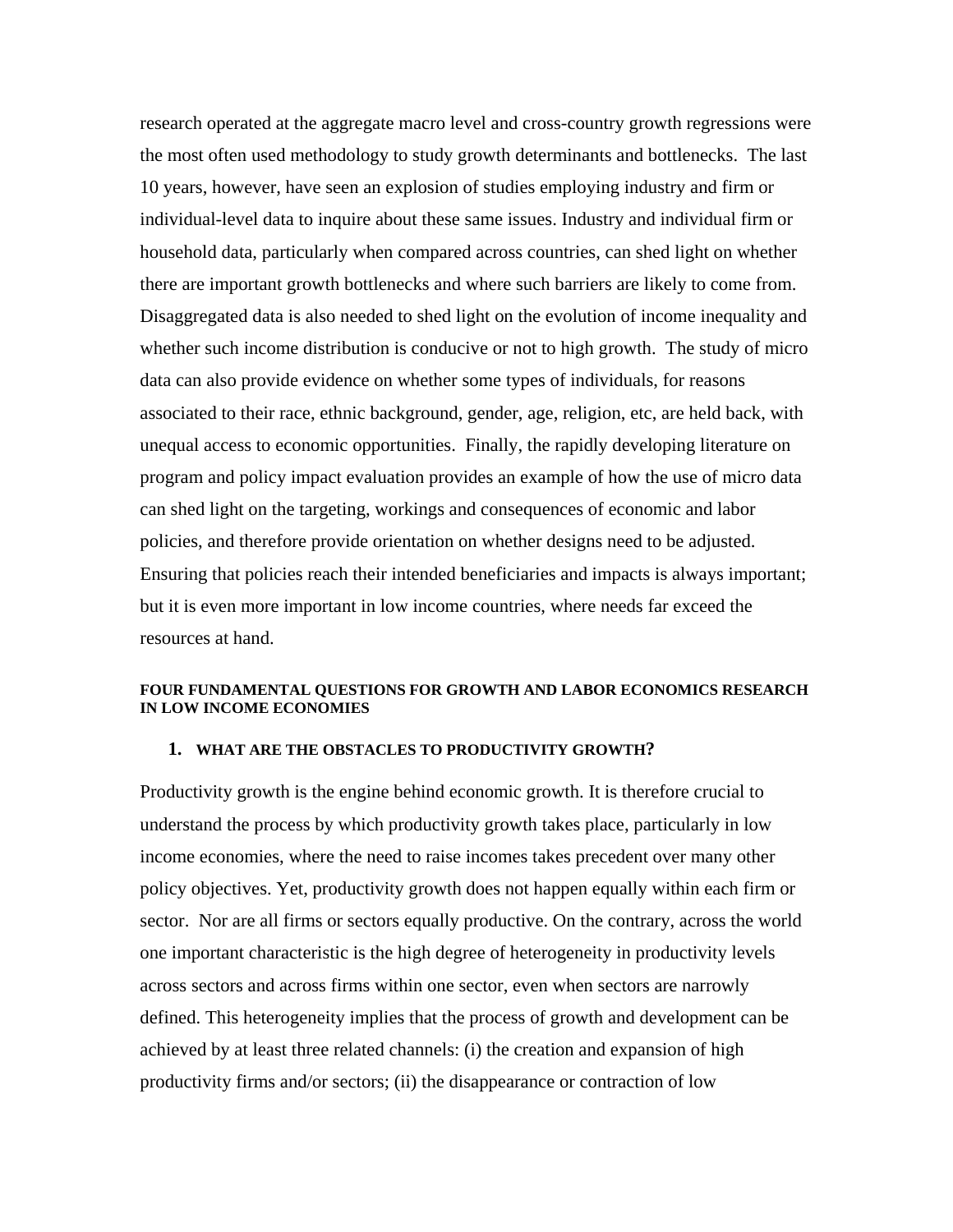research operated at the aggregate macro level and cross-country growth regressions were the most often used methodology to study growth determinants and bottlenecks. The last 10 years, however, have seen an explosion of studies employing industry and firm or individual-level data to inquire about these same issues. Industry and individual firm or household data, particularly when compared across countries, can shed light on whether there are important growth bottlenecks and where such barriers are likely to come from. Disaggregated data is also needed to shed light on the evolution of income inequality and whether such income distribution is conducive or not to high growth. The study of micro data can also provide evidence on whether some types of individuals, for reasons associated to their race, ethnic background, gender, age, religion, etc, are held back, with unequal access to economic opportunities. Finally, the rapidly developing literature on program and policy impact evaluation provides an example of how the use of micro data can shed light on the targeting, workings and consequences of economic and labor policies, and therefore provide orientation on whether designs need to be adjusted. Ensuring that policies reach their intended beneficiaries and impacts is always important; but it is even more important in low income countries, where needs far exceed the resources at hand.

## FOUR FUNDAMENTAL QUESTIONS FOR GROWTH AND LABOR ECONOMICS RESEARCH IN LOW INCOME ECONOMIES

### 1. WHAT ARE THE OBSTACLES TO PRODUCTIVITY GROWTH?

Productivity growth is the engine behind economic growth. It is therefore crucial to understand the process by which productivity growth takes place, particularly in low income economies, where the need to raise incomes takes precedent over many other policy objectives. Yet, productivity growth does not happen equally within each firm or sector. Nor are all firms or sectors equally productive. On the contrary, across the world one important characteristic is the high degree of heterogeneity in productivity levels across sectors and across firms within one sector, even when sectors are narrowly defined. This heterogeneity implies that the process of growth and development can be achieved by at least three related channels: (i) the creation and expansion of high productivity firms and/or sectors; (ii) the disappearance or contraction of low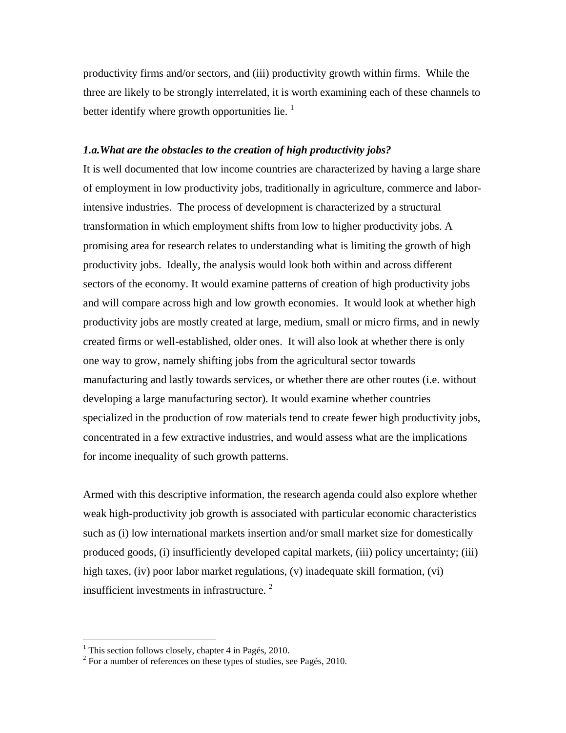productivity firms and/or sectors, and (iii) productivity growth within firms. While the three are likely to be strongly interrelated, it is worth examining each of these channels to better identify where growth opportunities lie. [1]

### *1.a.What are the obstacles to the creation of high productivity jobs?*

It is well documented that low income countries are characterized by having a large share of employment in low productivity jobs, traditionally in agriculture, commerce and labor-intensive industries. The process of development is characterized by a structural transformation in which employment shifts from low to higher productivity jobs. A promising area for research relates to understanding what is limiting the growth of high productivity jobs. Ideally, the analysis would look both within and across different sectors of the economy. It would examine patterns of creation of high productivity jobs and will compare across high and low growth economies. It would look at whether high productivity jobs are mostly created at large, medium, small or micro firms, and in newly created firms or well-established, older ones. It will also look at whether there is only one way to grow, namely shifting jobs from the agricultural sector towards manufacturing and lastly towards services, or whether there are other routes (i.e. without developing a large manufacturing sector). It would examine whether countries specialized in the production of row materials tend to create fewer high productivity jobs, concentrated in a few extractive industries, and would assess what are the implications for income inequality of such growth patterns.

Armed with this descriptive information, the research agenda could also explore whether weak high-productivity job growth is associated with particular economic characteristics such as (i) low international markets insertion and/or small market size for domestically produced goods, (i) insufficiently developed capital markets, (iii) policy uncertainty; (iii) high taxes, (iv) poor labor market regulations, (v) inadequate skill formation, (vi) insufficient investments in infrastructure. [2]

---

[1] This section follows closely, chapter 4 in Pagés, 2010.

[2] For a number of references on these types of studies, see Pagés, 2010.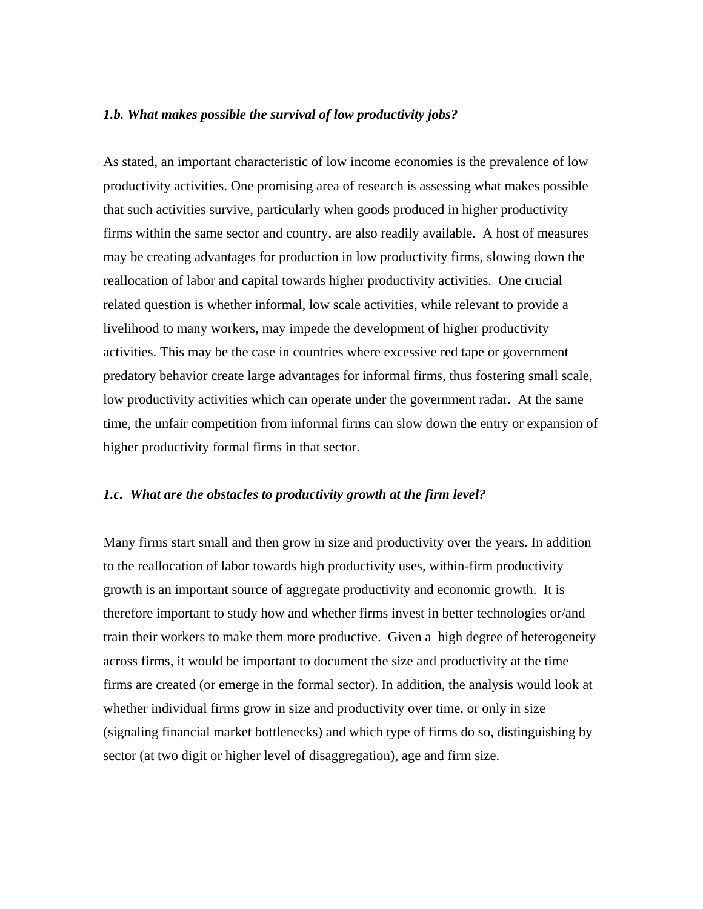### *1.b. What makes possible the survival of low productivity jobs?*

As stated, an important characteristic of low income economies is the prevalence of low productivity activities. One promising area of research is assessing what makes possible that such activities survive, particularly when goods produced in higher productivity firms within the same sector and country, are also readily available. A host of measures may be creating advantages for production in low productivity firms, slowing down the reallocation of labor and capital towards higher productivity activities. One crucial related question is whether informal, low scale activities, while relevant to provide a livelihood to many workers, may impede the development of higher productivity activities. This may be the case in countries where excessive red tape or government predatory behavior create large advantages for informal firms, thus fostering small scale, low productivity activities which can operate under the government radar. At the same time, the unfair competition from informal firms can slow down the entry or expansion of higher productivity formal firms in that sector.

### *1.c. What are the obstacles to productivity growth at the firm level?*

Many firms start small and then grow in size and productivity over the years. In addition to the reallocation of labor towards high productivity uses, within-firm productivity growth is an important source of aggregate productivity and economic growth. It is therefore important to study how and whether firms invest in better technologies or/and train their workers to make them more productive. Given a high degree of heterogeneity across firms, it would be important to document the size and productivity at the time firms are created (or emerge in the formal sector). In addition, the analysis would look at whether individual firms grow in size and productivity over time, or only in size (signaling financial market bottlenecks) and which type of firms do so, distinguishing by sector (at two digit or higher level of disaggregation), age and firm size.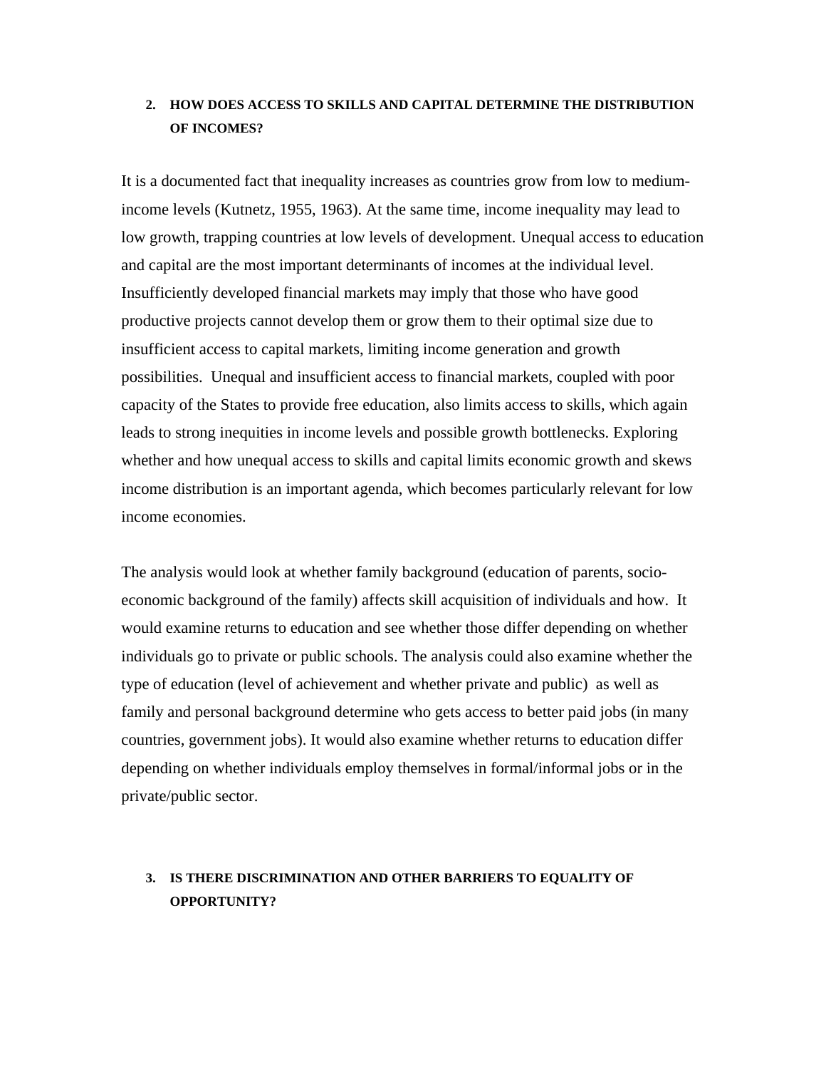## 2. HOW DOES ACCESS TO SKILLS AND CAPITAL DETERMINE THE DISTRIBUTION OF INCOMES?

It is a documented fact that inequality increases as countries grow from low to medium-income levels (Kutnetz, 1955, 1963). At the same time, income inequality may lead to low growth, trapping countries at low levels of development. Unequal access to education and capital are the most important determinants of incomes at the individual level. Insufficiently developed financial markets may imply that those who have good productive projects cannot develop them or grow them to their optimal size due to insufficient access to capital markets, limiting income generation and growth possibilities. Unequal and insufficient access to financial markets, coupled with poor capacity of the States to provide free education, also limits access to skills, which again leads to strong inequities in income levels and possible growth bottlenecks. Exploring whether and how unequal access to skills and capital limits economic growth and skews income distribution is an important agenda, which becomes particularly relevant for low income economies.

The analysis would look at whether family background (education of parents, socio-economic background of the family) affects skill acquisition of individuals and how. It would examine returns to education and see whether those differ depending on whether individuals go to private or public schools. The analysis could also examine whether the type of education (level of achievement and whether private and public) as well as family and personal background determine who gets access to better paid jobs (in many countries, government jobs). It would also examine whether returns to education differ depending on whether individuals employ themselves in formal/informal jobs or in the private/public sector.

## 3. IS THERE DISCRIMINATION AND OTHER BARRIERS TO EQUALITY OF OPPORTUNITY?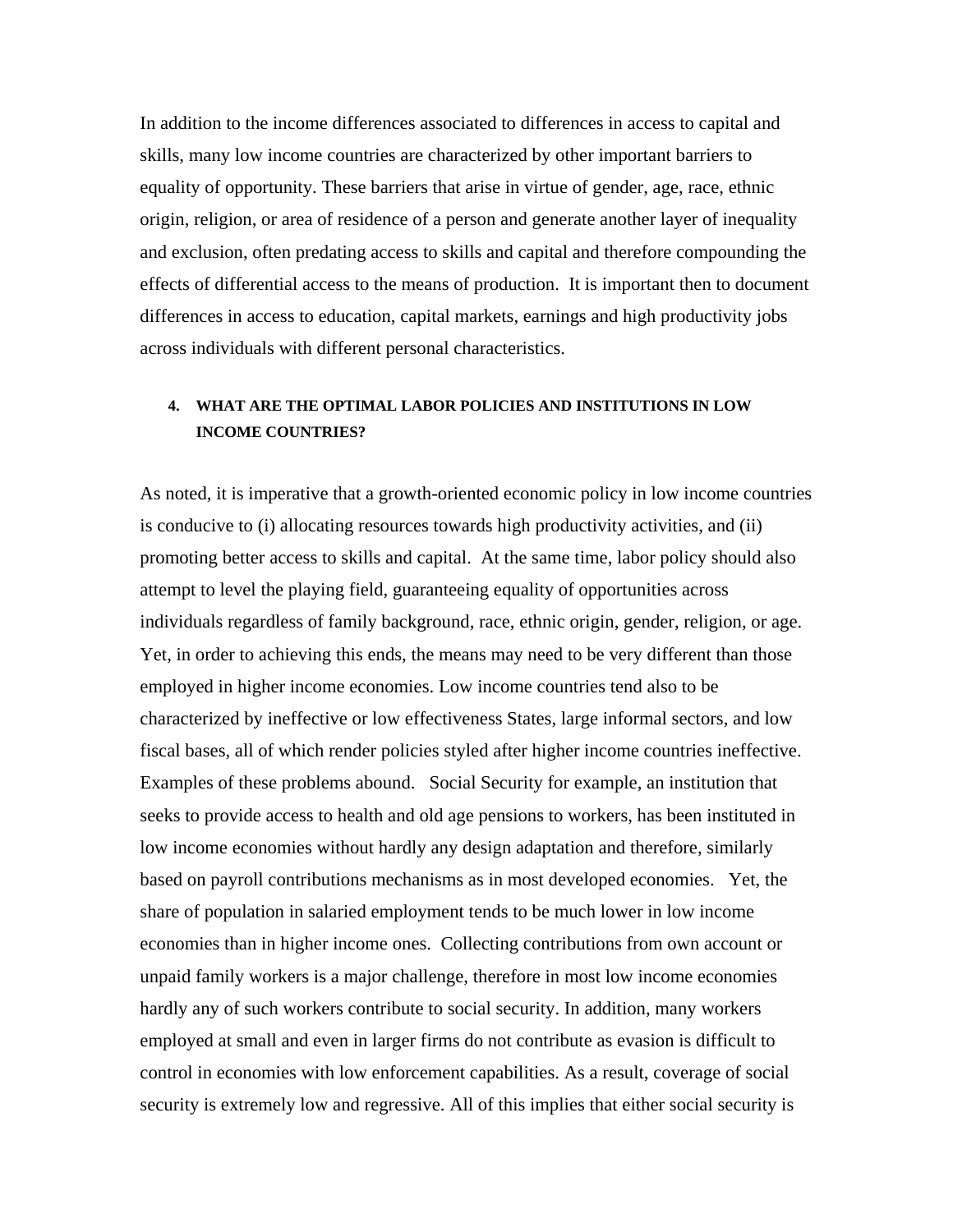In addition to the income differences associated to differences in access to capital and skills, many low income countries are characterized by other important barriers to equality of opportunity. These barriers that arise in virtue of gender, age, race, ethnic origin, religion, or area of residence of a person and generate another layer of inequality and exclusion, often predating access to skills and capital and therefore compounding the effects of differential access to the means of production. It is important then to document differences in access to education, capital markets, earnings and high productivity jobs across individuals with different personal characteristics.

## 4. WHAT ARE THE OPTIMAL LABOR POLICIES AND INSTITUTIONS IN LOW INCOME COUNTRIES?

As noted, it is imperative that a growth-oriented economic policy in low income countries is conducive to (i) allocating resources towards high productivity activities, and (ii) promoting better access to skills and capital. At the same time, labor policy should also attempt to level the playing field, guaranteeing equality of opportunities across individuals regardless of family background, race, ethnic origin, gender, religion, or age. Yet, in order to achieving this ends, the means may need to be very different than those employed in higher income economies. Low income countries tend also to be characterized by ineffective or low effectiveness States, large informal sectors, and low fiscal bases, all of which render policies styled after higher income countries ineffective. Examples of these problems abound. Social Security for example, an institution that seeks to provide access to health and old age pensions to workers, has been instituted in low income economies without hardly any design adaptation and therefore, similarly based on payroll contributions mechanisms as in most developed economies. Yet, the share of population in salaried employment tends to be much lower in low income economies than in higher income ones. Collecting contributions from own account or unpaid family workers is a major challenge, therefore in most low income economies hardly any of such workers contribute to social security. In addition, many workers employed at small and even in larger firms do not contribute as evasion is difficult to control in economies with low enforcement capabilities. As a result, coverage of social security is extremely low and regressive. All of this implies that either social security is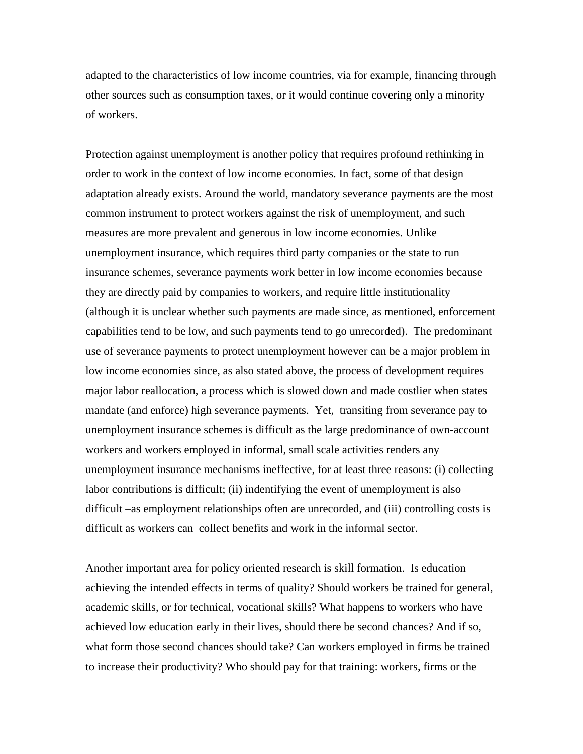adapted to the characteristics of low income countries, via for example, financing through other sources such as consumption taxes, or it would continue covering only a minority of workers.

Protection against unemployment is another policy that requires profound rethinking in order to work in the context of low income economies. In fact, some of that design adaptation already exists. Around the world, mandatory severance payments are the most common instrument to protect workers against the risk of unemployment, and such measures are more prevalent and generous in low income economies. Unlike unemployment insurance, which requires third party companies or the state to run insurance schemes, severance payments work better in low income economies because they are directly paid by companies to workers, and require little institutionality (although it is unclear whether such payments are made since, as mentioned, enforcement capabilities tend to be low, and such payments tend to go unrecorded). The predominant use of severance payments to protect unemployment however can be a major problem in low income economies since, as also stated above, the process of development requires major labor reallocation, a process which is slowed down and made costlier when states mandate (and enforce) high severance payments. Yet, transiting from severance pay to unemployment insurance schemes is difficult as the large predominance of own-account workers and workers employed in informal, small scale activities renders any unemployment insurance mechanisms ineffective, for at least three reasons: (i) collecting labor contributions is difficult; (ii) indentifying the event of unemployment is also difficult –as employment relationships often are unrecorded, and (iii) controlling costs is difficult as workers can collect benefits and work in the informal sector.

Another important area for policy oriented research is skill formation. Is education achieving the intended effects in terms of quality? Should workers be trained for general, academic skills, or for technical, vocational skills? What happens to workers who have achieved low education early in their lives, should there be second chances? And if so, what form those second chances should take? Can workers employed in firms be trained to increase their productivity? Who should pay for that training: workers, firms or the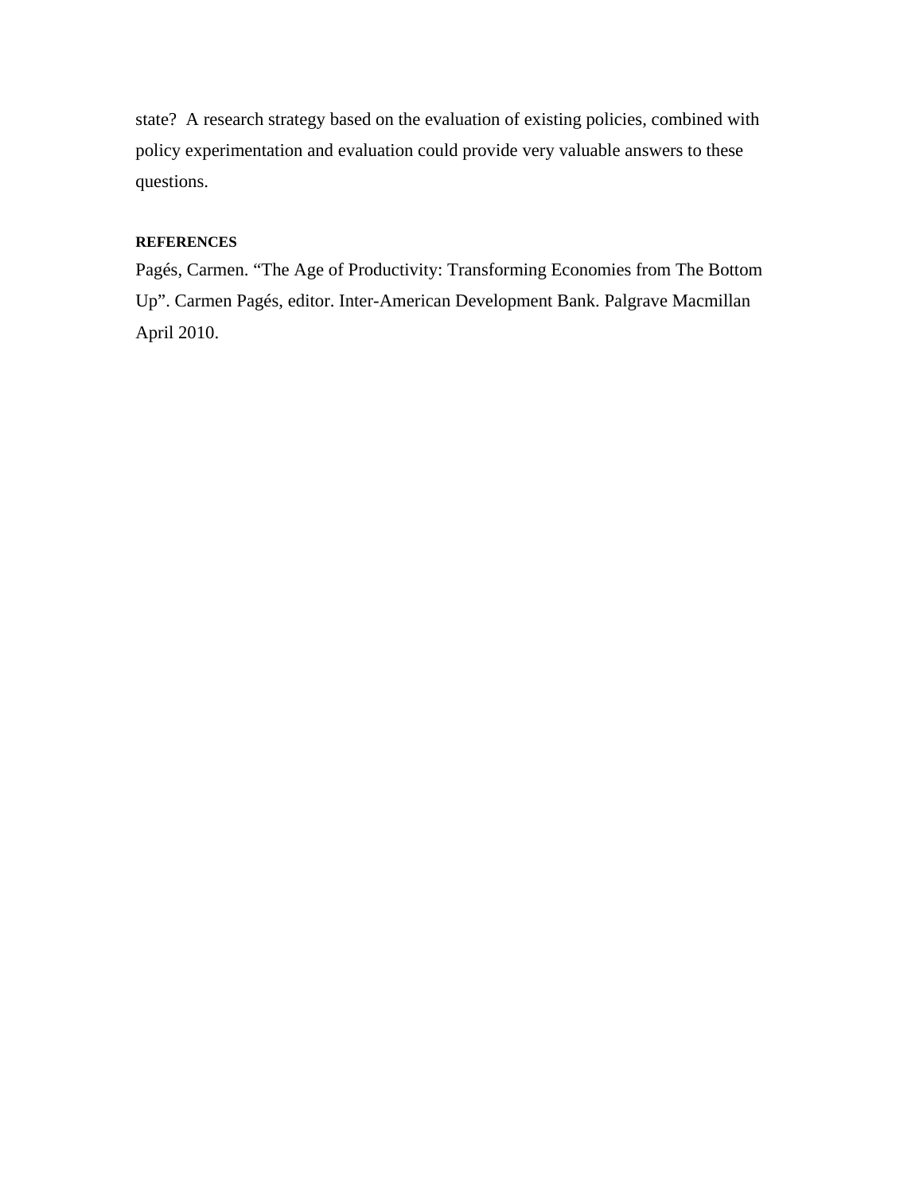state? A research strategy based on the evaluation of existing policies, combined with policy experimentation and evaluation could provide very valuable answers to these questions.

**REFERENCES**

Pagés, Carmen. “The Age of Productivity: Transforming Economies from The Bottom Up”. Carmen Pagés, editor. Inter-American Development Bank. Palgrave Macmillan April 2010.